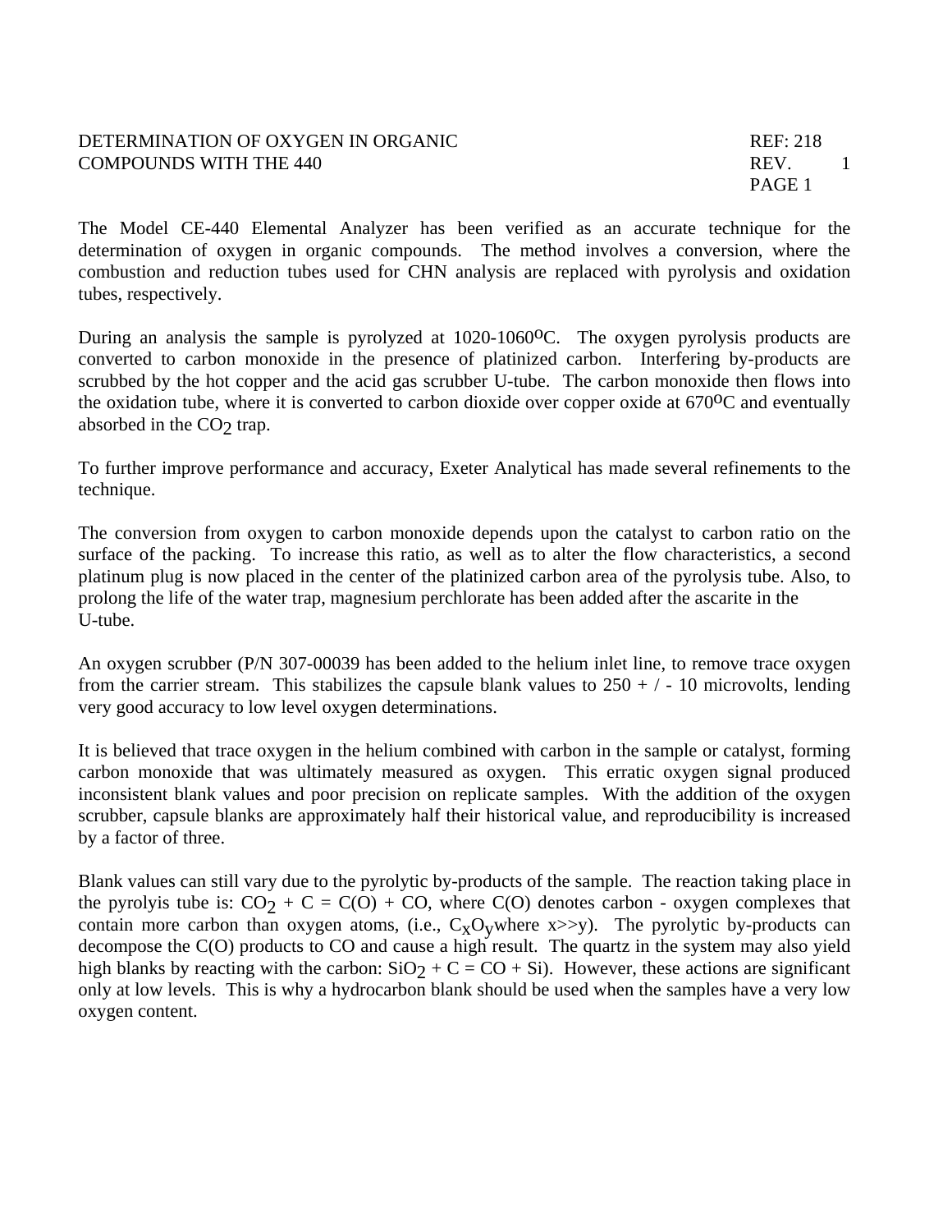# DETERMINATION OF OXYGEN IN ORGANIC COMPOUNDS WITH THE 440

REF: 218
REV. 1

The Model CE-440 Elemental Analyzer has been verified as an accurate technique for the determination of oxygen in organic compounds. The method involves a conversion, where the combustion and reduction tubes used for CHN analysis are replaced with pyrolysis and oxidation tubes, respectively.

During an analysis the sample is pyrolyzed at 1020-1060$^{o}$C. The oxygen pyrolysis products are converted to carbon monoxide in the presence of platinized carbon. Interfering by-products are scrubbed by the hot copper and the acid gas scrubber U-tube. The carbon monoxide then flows into the oxidation tube, where it is converted to carbon dioxide over copper oxide at 670$^{o}$C and eventually absorbed in the $CO_2$ trap.

To further improve performance and accuracy, Exeter Analytical has made several refinements to the technique.

The conversion from oxygen to carbon monoxide depends upon the catalyst to carbon ratio on the surface of the packing. To increase this ratio, as well as to alter the flow characteristics, a second platinum plug is now placed in the center of the platinized carbon area of the pyrolysis tube. Also, to prolong the life of the water trap, magnesium perchlorate has been added after the ascarite in the U-tube.

An oxygen scrubber (P/N 307-00039 has been added to the helium inlet line, to remove trace oxygen from the carrier stream. This stabilizes the capsule blank values to 250 + / - 10 microvolts, lending very good accuracy to low level oxygen determinations.

It is believed that trace oxygen in the helium combined with carbon in the sample or catalyst, forming carbon monoxide that was ultimately measured as oxygen. This erratic oxygen signal produced inconsistent blank values and poor precision on replicate samples. With the addition of the oxygen scrubber, capsule blanks are approximately half their historical value, and reproducibility is increased by a factor of three.

Blank values can still vary due to the pyrolytic by-products of the sample. The reaction taking place in the pyrolyis tube is: $CO_2 + C = C(O) + CO$, where C(O) denotes carbon - oxygen complexes that contain more carbon than oxygen atoms, (i.e., $C_xO_y$ where x>>y). The pyrolytic by-products can decompose the C(O) products to CO and cause a high result. The quartz in the system may also yield high blanks by reacting with the carbon: $SiO_2 + C = CO + Si$). However, these actions are significant only at low levels. This is why a hydrocarbon blank should be used when the samples have a very low oxygen content.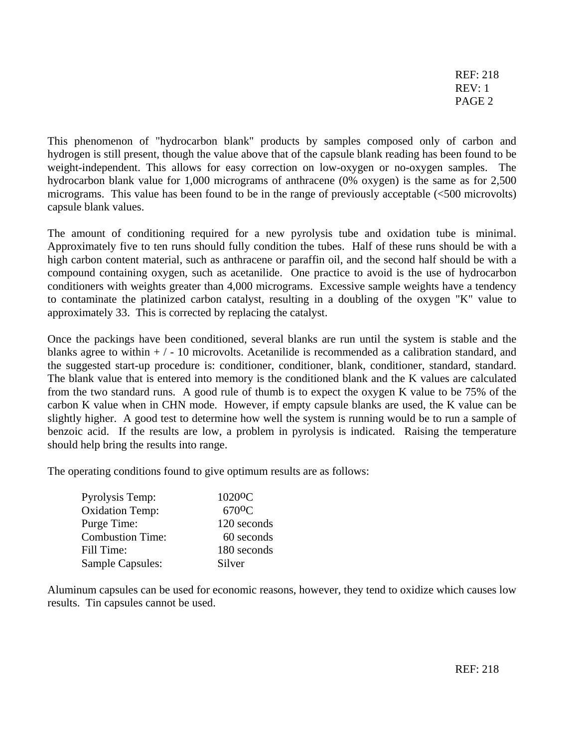This phenomenon of "hydrocarbon blank" products by samples composed only of carbon and hydrogen is still present, though the value above that of the capsule blank reading has been found to be weight-independent. This allows for easy correction on low-oxygen or no-oxygen samples. The hydrocarbon blank value for 1,000 micrograms of anthracene (0% oxygen) is the same as for 2,500 micrograms. This value has been found to be in the range of previously acceptable (<500 microvolts) capsule blank values.

The amount of conditioning required for a new pyrolysis tube and oxidation tube is minimal. Approximately five to ten runs should fully condition the tubes. Half of these runs should be with a high carbon content material, such as anthracene or paraffin oil, and the second half should be with a compound containing oxygen, such as acetanilide. One practice to avoid is the use of hydrocarbon conditioners with weights greater than 4,000 micrograms. Excessive sample weights have a tendency to contaminate the platinized carbon catalyst, resulting in a doubling of the oxygen "K" value to approximately 33. This is corrected by replacing the catalyst.

Once the packings have been conditioned, several blanks are run until the system is stable and the blanks agree to within + / - 10 microvolts. Acetanilide is recommended as a calibration standard, and the suggested start-up procedure is: conditioner, conditioner, blank, conditioner, standard, standard. The blank value that is entered into memory is the conditioned blank and the K values are calculated from the two standard runs. A good rule of thumb is to expect the oxygen K value to be 75% of the carbon K value when in CHN mode. However, if empty capsule blanks are used, the K value can be slightly higher. A good test to determine how well the system is running would be to run a sample of benzoic acid. If the results are low, a problem in pyrolysis is indicated. Raising the temperature should help bring the results into range.

The operating conditions found to give optimum results are as follows:

| | |
|---|---|
| Pyrolysis Temp: | 1020°C |
| Oxidation Temp: | 670°C |
| Purge Time: | 120 seconds |
| Combustion Time: | 60 seconds |
| Fill Time: | 180 seconds |
| Sample Capsules: | Silver |

Aluminum capsules can be used for economic reasons, however, they tend to oxidize which causes low results. Tin capsules cannot be used.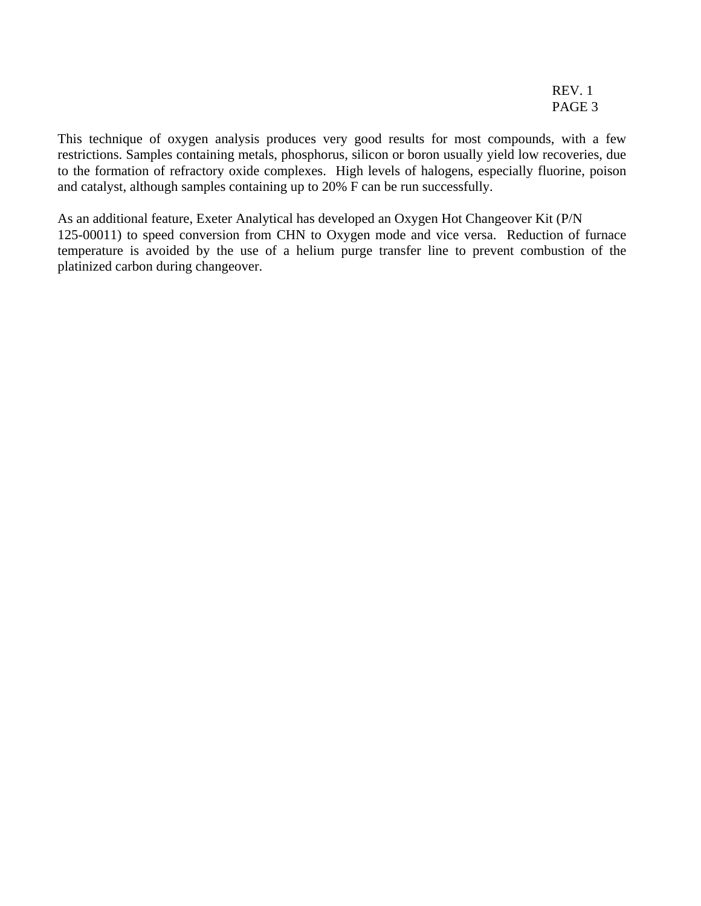This technique of oxygen analysis produces very good results for most compounds, with a few restrictions. Samples containing metals, phosphorus, silicon or boron usually yield low recoveries, due to the formation of refractory oxide complexes. High levels of halogens, especially fluorine, poison and catalyst, although samples containing up to 20% F can be run successfully.

As an additional feature, Exeter Analytical has developed an Oxygen Hot Changeover Kit (P/N 125-00011) to speed conversion from CHN to Oxygen mode and vice versa. Reduction of furnace temperature is avoided by the use of a helium purge transfer line to prevent combustion of the platinized carbon during changeover.